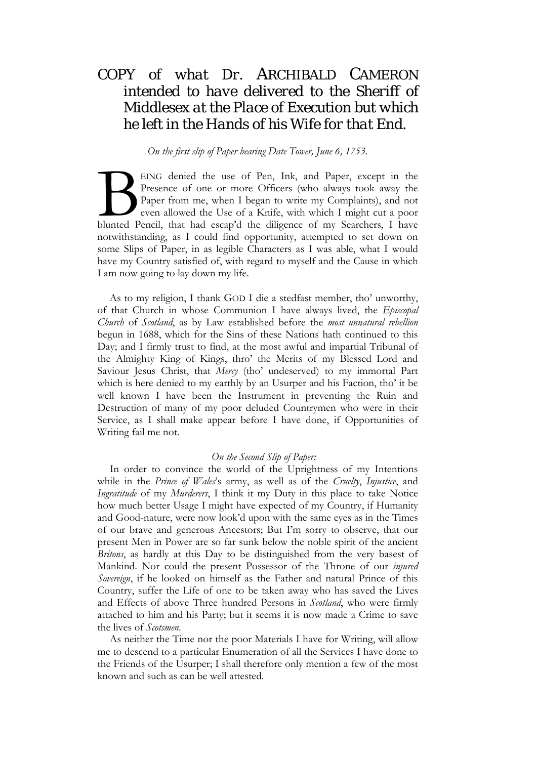# COPY of what Dr. ARCHIBALD CAMERON intended to have delivered to the Sheriff of Middlesex at the Place of Execution but which he left in the Hands of his Wife for that End.

*On the first slip of Paper bearing Date Tower, June 6, 1753.*

BEING denied the use of Pen, Ink, and Paper, except in the Presence of one or more Officers (who always took away the Paper from me, when I began to write my Complaints), and not even allowed the Use of a Knife, with which I might cut a poor blunted Pencil, that had escap'd the diligence of my Searchers, I have notwithstanding, as I could find opportunity, attempted to set down on some Slips of Paper, in as legible Characters as I was able, what I would have my Country satisfied of, with regard to myself and the Cause in which I am now going to lay down my life.

As to my religion, I thank GOD I die a stedfast member, tho' unworthy, of that Church in whose Communion I have always lived, the *Episcopal Church* of *Scotland*, as by Law established before the *most unnatural rebellion* begun in 1688, which for the Sins of these Nations hath continued to this Day; and I firmly trust to find, at the most awful and impartial Tribunal of the Almighty King of Kings, thro' the Merits of my Blessed Lord and Saviour Jesus Christ, that *Mercy* (tho' undeserved) to my immortal Part which is here denied to my earthly by an Usurper and his Faction, tho' it be well known I have been the Instrument in preventing the Ruin and Destruction of many of my poor deluded Countrymen who were in their Service, as I shall make appear before I have done, if Opportunities of Writing fail me not.

*On the Second Slip of Paper:*

In order to convince the world of the Uprightness of my Intentions while in the *Prince of Wales*'s army, as well as of the *Cruelty*, *Injustice*, and *Ingratitude* of my *Murderers*, I think it my Duty in this place to take Notice how much better Usage I might have expected of my Country, if Humanity and Good-nature, were now look'd upon with the same eyes as in the Times of our brave and generous Ancestors; But I'm sorry to observe, that our present Men in Power are so far sunk below the noble spirit of the ancient *Britons*, as hardly at this Day to be distinguished from the very basest of Mankind. Nor could the present Possessor of the Throne of our *injured Sovereign*, if he looked on himself as the Father and natural Prince of this Country, suffer the Life of one to be taken away who has saved the Lives and Effects of above Three hundred Persons in *Scotland*, who were firmly attached to him and his Party; but it seems it is now made a Crime to save the lives of *Scotsmen*.

As neither the Time nor the poor Materials I have for Writing, will allow me to descend to a particular Enumeration of all the Services I have done to the Friends of the Usurper; I shall therefore only mention a few of the most known and such as can be well attested.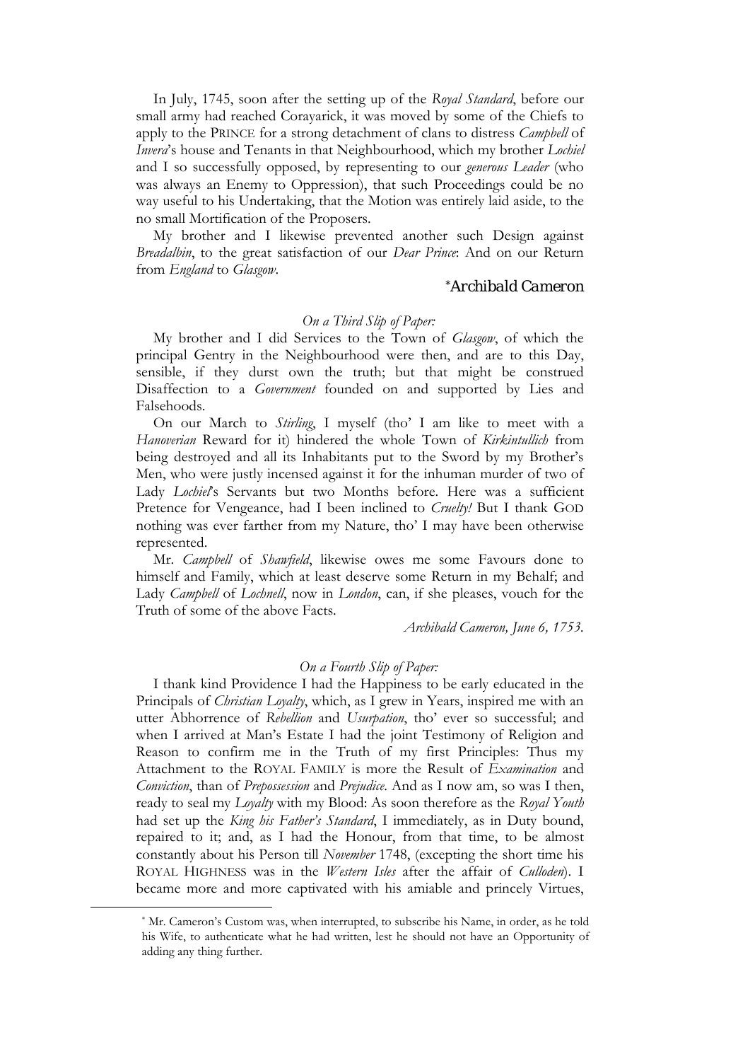In July, 1745, soon after the setting up of the *Royal Standard*, before our small army had reached Corayarick, it was moved by some of the Chiefs to apply to the PRINCE for a strong detachment of clans to distress *Campbell* of *Invera*'s house and Tenants in that Neighbourhood, which my brother *Lochiel* and I so successfully opposed, by representing to our *generous Leader* (who was always an Enemy to Oppression), that such Proceedings could be no way useful to his Undertaking, that the Motion was entirely laid aside, to the no small Mortification of the Proposers.

My brother and I likewise prevented another such Design against *Breadalbin*, to the great satisfaction of our *Dear Prince*: And on our Return from *England* to *Glasgow*.

*Archibald Cameron*[*]

*On a Third Slip of Paper:*

My brother and I did Services to the Town of *Glasgow*, of which the principal Gentry in the Neighbourhood were then, and are to this Day, sensible, if they durst own the truth; but that might be construed Disaffection to a *Government* founded on and supported by Lies and Falsehoods.

On our March to *Stirling*, I myself (tho' I am like to meet with a *Hanoverian* Reward for it) hindered the whole Town of *Kirkintullich* from being destroyed and all its Inhabitants put to the Sword by my Brother's Men, who were justly incensed against it for the inhuman murder of two of Lady *Lochiel*'s Servants but two Months before. Here was a sufficient Pretence for Vengeance, had I been inclined to *Cruelty!* But I thank GOD nothing was ever farther from my Nature, tho' I may have been otherwise represented.

Mr. *Campbell* of *Shawfield*, likewise owes me some Favours done to himself and Family, which at least deserve some Return in my Behalf; and Lady *Campbell* of *Lochnell*, now in *London*, can, if she pleases, vouch for the Truth of some of the above Facts.

*Archibald Cameron, June 6, 1753.*

*On a Fourth Slip of Paper:*

I thank kind Providence I had the Happiness to be early educated in the Principals of *Christian Loyalty*, which, as I grew in Years, inspired me with an utter Abhorrence of *Rebellion* and *Usurpation*, tho' ever so successful; and when I arrived at Man's Estate I had the joint Testimony of Religion and Reason to confirm me in the Truth of my first Principles: Thus my Attachment to the ROYAL FAMILY is more the Result of *Examination* and *Conviction*, than of *Prepossession* and *Prejudice*. And as I now am, so was I then, ready to seal my *Loyalty* with my Blood: As soon therefore as the *Royal Youth* had set up the *King his Father's Standard*, I immediately, as in Duty bound, repaired to it; and, as I had the Honour, from that time, to be almost constantly about his Person till *November* 1748, (excepting the short time his ROYAL HIGHNESS was in the *Western Isles* after the affair of *Culloden*). I became more and more captivated with his amiable and princely Virtues,

[*] Mr. Cameron's Custom was, when interrupted, to subscribe his Name, in order, as he told his Wife, to authenticate what he had written, lest he should not have an Opportunity of adding any thing further.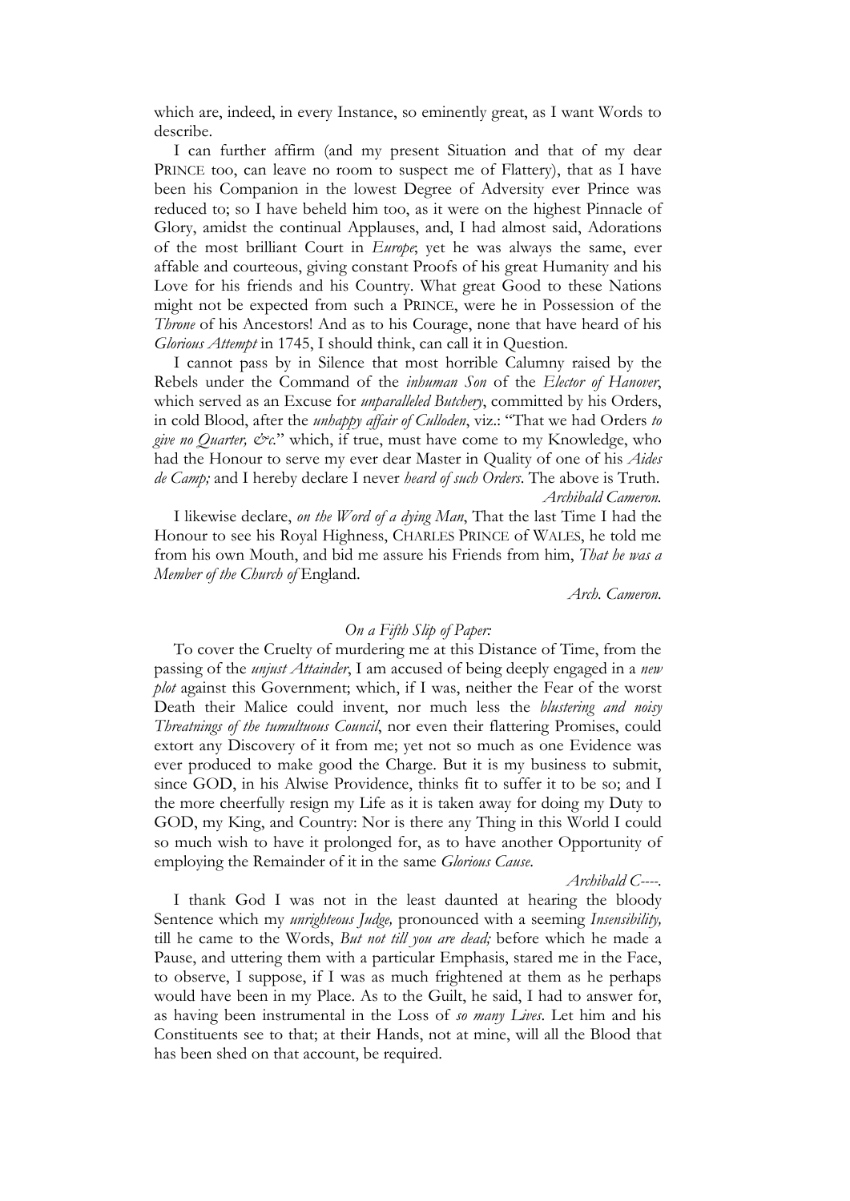which are, indeed, in every Instance, so eminently great, as I want Words to describe.

I can further affirm (and my present Situation and that of my dear PRINCE too, can leave no room to suspect me of Flattery), that as I have been his Companion in the lowest Degree of Adversity ever Prince was reduced to; so I have beheld him too, as it were on the highest Pinnacle of Glory, amidst the continual Applauses, and, I had almost said, Adorations of the most brilliant Court in *Europe*; yet he was always the same, ever affable and courteous, giving constant Proofs of his great Humanity and his Love for his friends and his Country. What great Good to these Nations might not be expected from such a PRINCE, were he in Possession of the *Throne* of his Ancestors! And as to his Courage, none that have heard of his *Glorious Attempt* in 1745, I should think, can call it in Question.

I cannot pass by in Silence that most horrible Calumny raised by the Rebels under the Command of the *inhuman Son* of the *Elector of Hanover*, which served as an Excuse for *unparalleled Butchery*, committed by his Orders, in cold Blood, after the *unhappy affair of Culloden*, viz.: "That we had Orders *to give no Quarter, &c.*" which, if true, must have come to my Knowledge, who had the Honour to serve my ever dear Master in Quality of one of his *Aides de Camp;* and I hereby declare I never *heard of such Orders*. The above is Truth.

*Archibald Cameron.*

I likewise declare, *on the Word of a dying Man*, That the last Time I had the Honour to see his Royal Highness, CHARLES PRINCE of WALES, he told me from his own Mouth, and bid me assure his Friends from him, *That he was a Member of the Church of* England.

*Arch. Cameron.*

*On a Fifth Slip of Paper:*

To cover the Cruelty of murdering me at this Distance of Time, from the passing of the *unjust Attainder*, I am accused of being deeply engaged in a *new plot* against this Government; which, if I was, neither the Fear of the worst Death their Malice could invent, nor much less the *blustering and noisy Threatnings of the tumultuous Council*, nor even their flattering Promises, could extort any Discovery of it from me; yet not so much as one Evidence was ever produced to make good the Charge. But it is my business to submit, since GOD, in his Alwise Providence, thinks fit to suffer it to be so; and I the more cheerfully resign my Life as it is taken away for doing my Duty to GOD, my King, and Country: Nor is there any Thing in this World I could so much wish to have it prolonged for, as to have another Opportunity of employing the Remainder of it in the same *Glorious Cause*.

*Archibald C----.*

I thank God I was not in the least daunted at hearing the bloody Sentence which my *unrighteous Judge,* pronounced with a seeming *Insensibility,* till he came to the Words, *But not till you are dead;* before which he made a Pause, and uttering them with a particular Emphasis, stared me in the Face, to observe, I suppose, if I was as much frightened at them as he perhaps would have been in my Place. As to the Guilt, he said, I had to answer for, as having been instrumental in the Loss of *so many Lives*. Let him and his Constituents see to that; at their Hands, not at mine, will all the Blood that has been shed on that account, be required.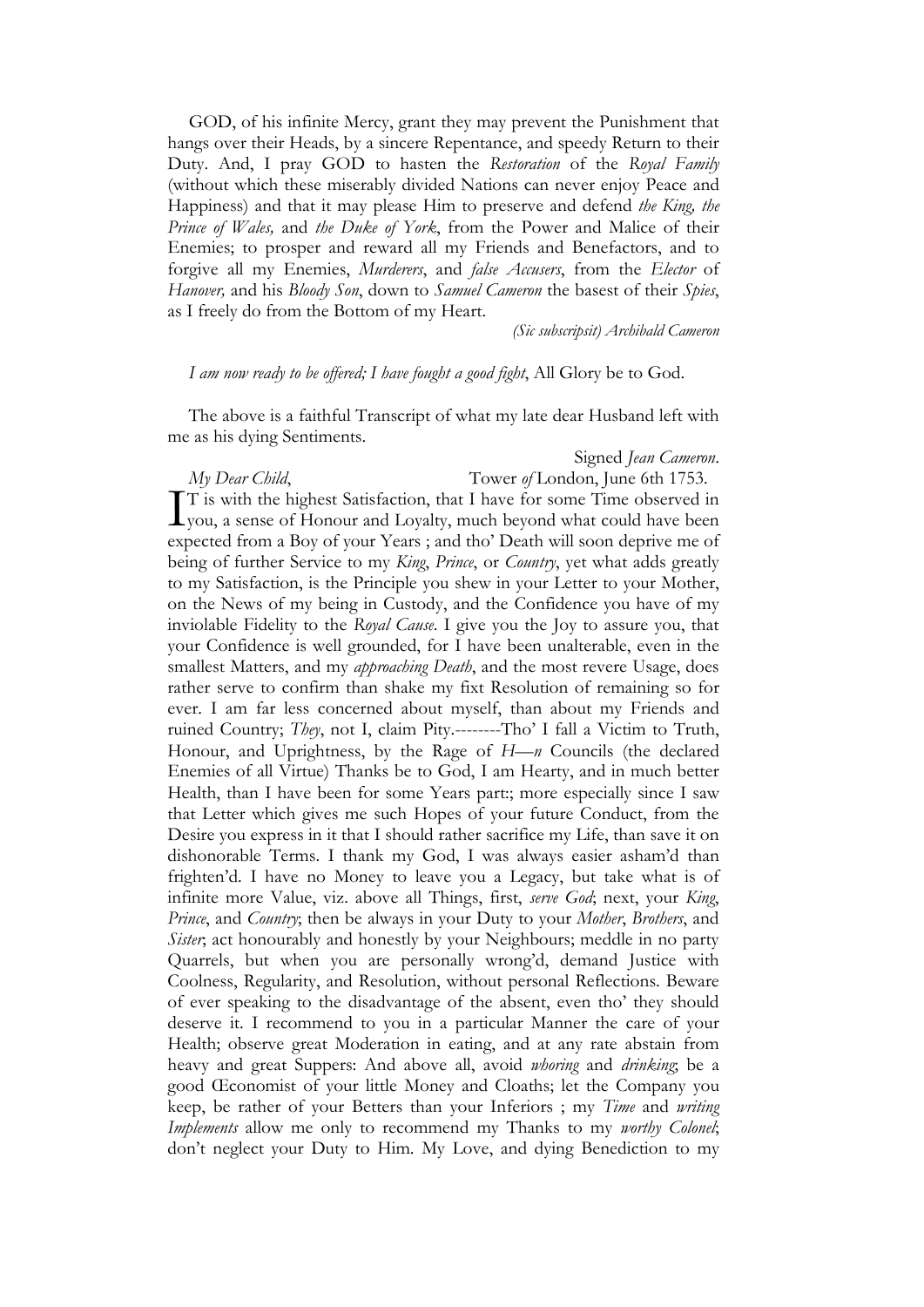GOD, of his infinite Mercy, grant they may prevent the Punishment that hangs over their Heads, by a sincere Repentance, and speedy Return to their Duty. And, I pray GOD to hasten the *Restoration* of the *Royal Family* (without which these miserably divided Nations can never enjoy Peace and Happiness) and that it may please Him to preserve and defend *the King, the Prince of Wales,* and *the Duke of York*, from the Power and Malice of their Enemies; to prosper and reward all my Friends and Benefactors, and to forgive all my Enemies, *Murderers*, and *false Accusers*, from the *Elector* of *Hanover,* and his *Bloody Son*, down to *Samuel Cameron* the basest of their *Spies*, as I freely do from the Bottom of my Heart.

*(Sic subscripsit) Archibald Cameron*

*I am now ready to be offered; I have fought a good fight*, All Glory be to God.

The above is a faithful Transcript of what my late dear Husband left with me as his dying Sentiments.

Signed *Jean Cameron*.

*My Dear Child*, Tower *of* London, June 6th 1753.

IT is with the highest Satisfaction, that I have for some Time observed in you, a sense of Honour and Loyalty, much beyond what could have been expected from a Boy of your Years ; and tho' Death will soon deprive me of being of further Service to my *King*, *Prince*, or *Country*, yet what adds greatly to my Satisfaction, is the Principle you shew in your Letter to your Mother, on the News of my being in Custody, and the Confidence you have of my inviolable Fidelity to the *Royal Cause*. I give you the Joy to assure you, that your Confidence is well grounded, for I have been unalterable, even in the smallest Matters, and my *approaching Death*, and the most revere Usage, does rather serve to confirm than shake my fixt Resolution of remaining so for ever. I am far less concerned about myself, than about my Friends and ruined Country; *They*, not I, claim Pity.--------Tho' I fall a Victim to Truth, Honour, and Uprightness, by the Rage of *H—n* Councils (the declared Enemies of all Virtue) Thanks be to God, I am Hearty, and in much better Health, than I have been for some Years part:; more especially since I saw that Letter which gives me such Hopes of your future Conduct, from the Desire you express in it that I should rather sacrifice my Life, than save it on dishonorable Terms. I thank my God, I was always easier asham'd than frighten'd. I have no Money to leave you a Legacy, but take what is of infinite more Value, viz. above all Things, first, *serve God*; next, your *King*, *Prince*, and *Country*; then be always in your Duty to your *Mother*, *Brothers*, and *Sister*; act honourably and honestly by your Neighbours; meddle in no party Quarrels, but when you are personally wrong'd, demand Justice with Coolness, Regularity, and Resolution, without personal Reflections. Beware of ever speaking to the disadvantage of the absent, even tho' they should deserve it. I recommend to you in a particular Manner the care of your Health; observe great Moderation in eating, and at any rate abstain from heavy and great Suppers: And above all, avoid *whoring* and *drinking*; be a good Œconomist of your little Money and Cloaths; let the Company you keep, be rather of your Betters than your Inferiors ; my *Time* and *writing Implements* allow me only to recommend my Thanks to my *worthy Colonel*; don't neglect your Duty to Him. My Love, and dying Benediction to my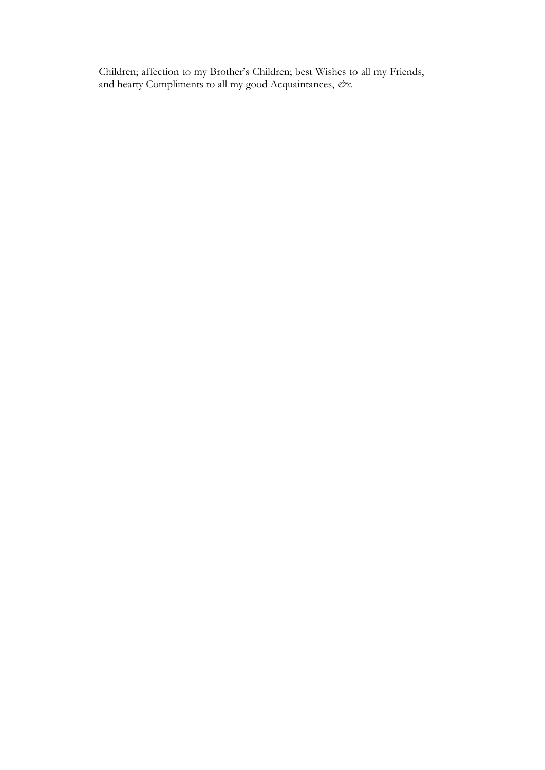Children; affection to my Brother's Children; best Wishes to all my Friends, and hearty Compliments to all my good Acquaintances, *&c.*